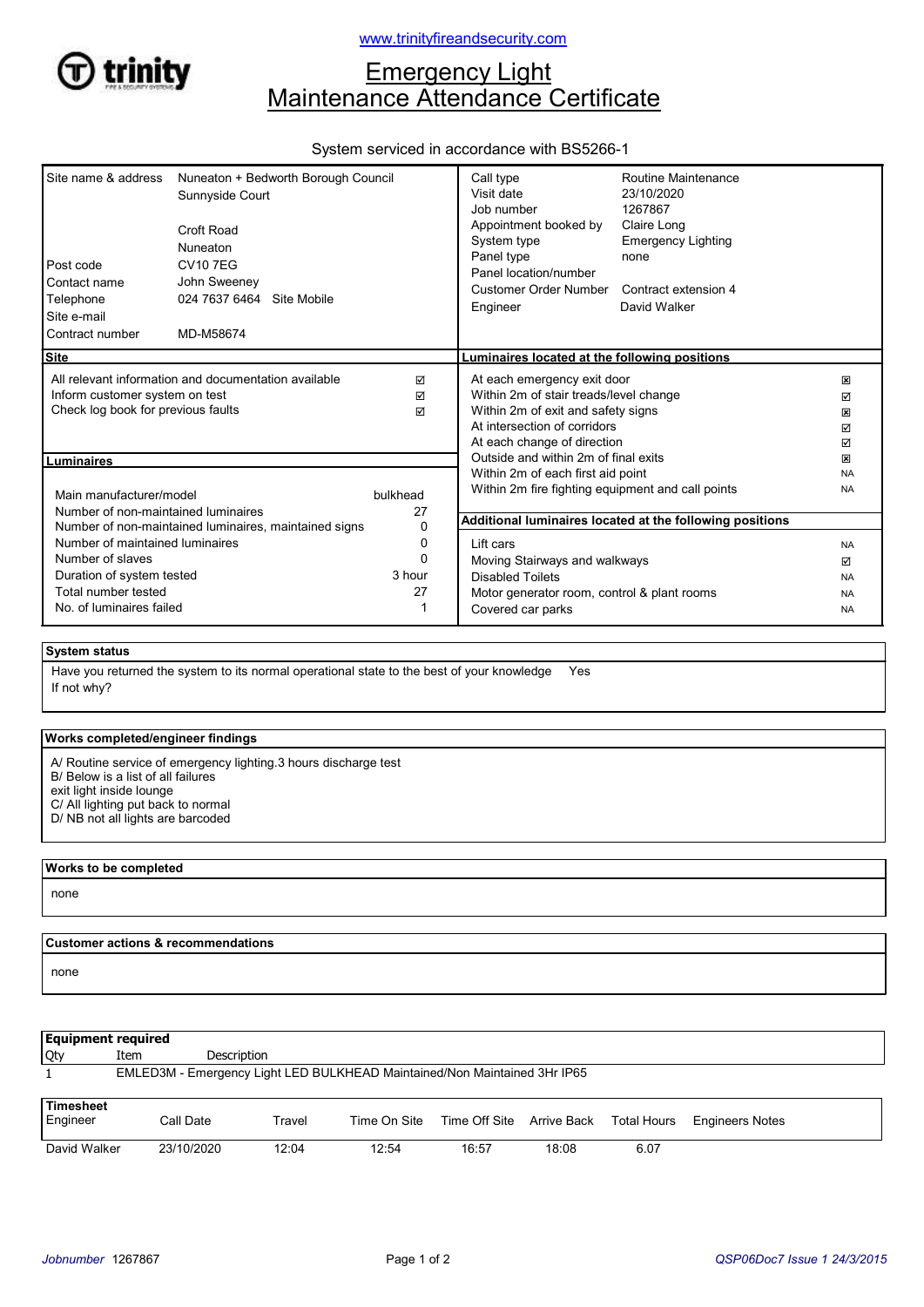www.trinityfireandsecurity.com

# Emergency Light Maintenance Attendance Certificate

System serviced in accordance with BS5266-1

| | |
|---|---|
| Site name & address | Nuneaton + Bedworth Borough Council<br>Sunnyside Court<br><br>Croft Road<br>Nuneaton |
| Post code | CV10 7EG |
| Contact name | John Sweeney |
| Telephone | 024 7637 6464 Site Mobile |
| Site e-mail | |
| Contract number | MD-M58674 |

| | |
|---|---|
| Call type | Routine Maintenance |
| Visit date | 23/10/2020 |
| Job number | 1267867 |
| Appointment booked by | Claire Long |
| System type | Emergency Lighting |
| Panel type | none |
| Panel location/number | |
| Customer Order Number | Contract extension 4 |
| Engineer | David Walker |

## Site

| | |
|---|---|
| All relevant information and documentation available | ☑ |
| Inform customer system on test | ☑ |
| Check log book for previous faults | ☑ |

## Luminaires

| | |
|---|---|
| Main manufacturer/model | bulkhead |
| Number of non-maintained luminaires | 27 |
| Number of non-maintained luminaires, maintained signs | 0 |
| Number of maintained luminaires | 0 |
| Number of slaves | 0 |
| Duration of system tested | 3 hour |
| Total number tested | 27 |
| No. of luminaires failed | 1 |

## Luminaires located at the following positions

| | |
|---|---|
| At each emergency exit door | ☒ |
| Within 2m of stair treads/level change | ☑ |
| Within 2m of exit and safety signs | ☒ |
| At intersection of corridors | ☑ |
| At each change of direction | ☑ |
| Outside and within 2m of final exits | ☒ |
| Within 2m of each first aid point | NA |
| Within 2m fire fighting equipment and call points | NA |

## Additional luminaires located at the following positions

| | |
|---|---|
| Lift cars | NA |
| Moving Stairways and walkways | ☑ |
| Disabled Toilets | NA |
| Motor generator room, control & plant rooms | NA |
| Covered car parks | NA |

## System status

Have you returned the system to its normal operational state to the best of your knowledge Yes

If not why?

## Works completed/engineer findings

A/ Routine service of emergency lighting.3 hours discharge test
B/ Below is a list of all failures
exit light inside lounge
C/ All lighting put back to normal
D/ NB not all lights are barcoded

## Works to be completed

none

## Customer actions & recommendations

none

## Equipment required

| Qty | Item | Description |
|---|---|---|
| 1 | | EMLED3M - Emergency Light LED BULKHEAD Maintained/Non Maintained 3Hr IP65 |

## Timesheet

| Engineer | Call Date | Travel | Time On Site | Time Off Site | Arrive Back | Total Hours | Engineers Notes |
|---|---|---|---|---|---|---|---|
| David Walker | 23/10/2020 | 12:04 | 12:54 | 16:57 | 18:08 | 6.07 | |

*Jobnumber* 1267867

*QSP06Doc7 Issue 1 24/3/2015*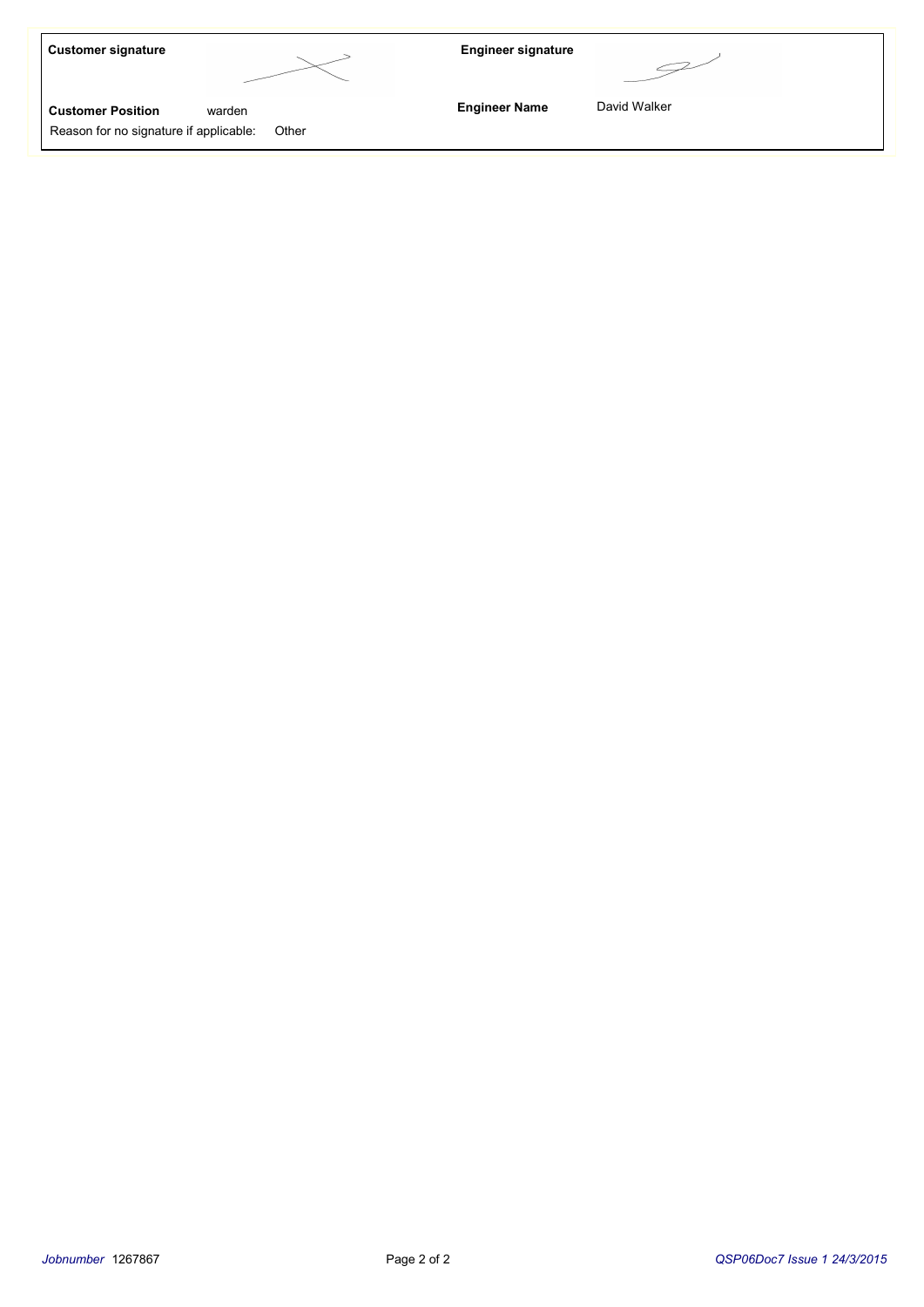| | | | |
|---|---|---|---|
| **Customer signature** | | **Engineer signature** | |
| **Customer Position** | warden | **Engineer Name** | David Walker |
| Reason for no signature if applicable: | Other | | |

*Jobnumber* 1267867

*QSP06Doc7 Issue 1 24/3/2015*